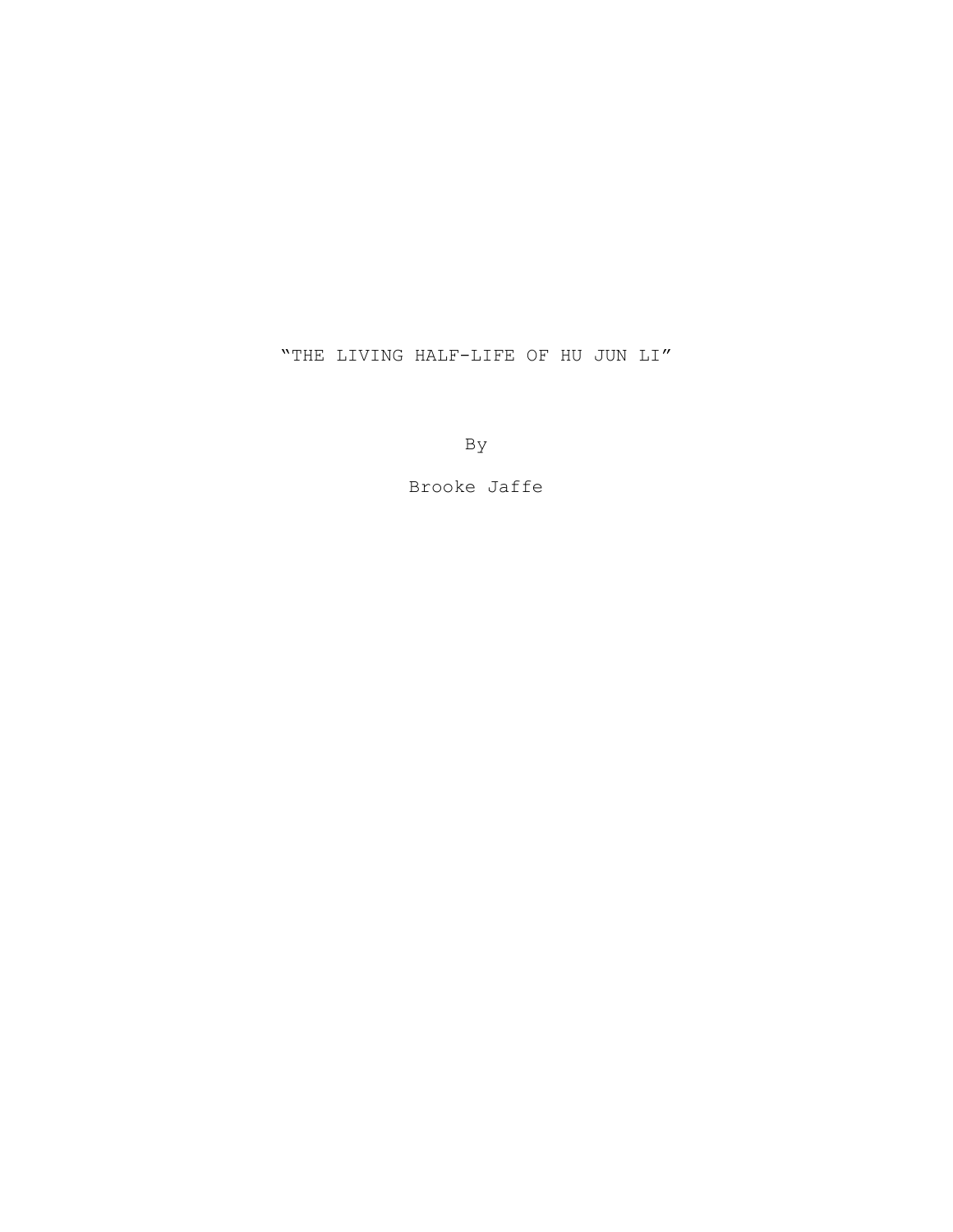“THE LIVING HALF-LIFE OF HU JUN LI”

By

Brooke Jaffe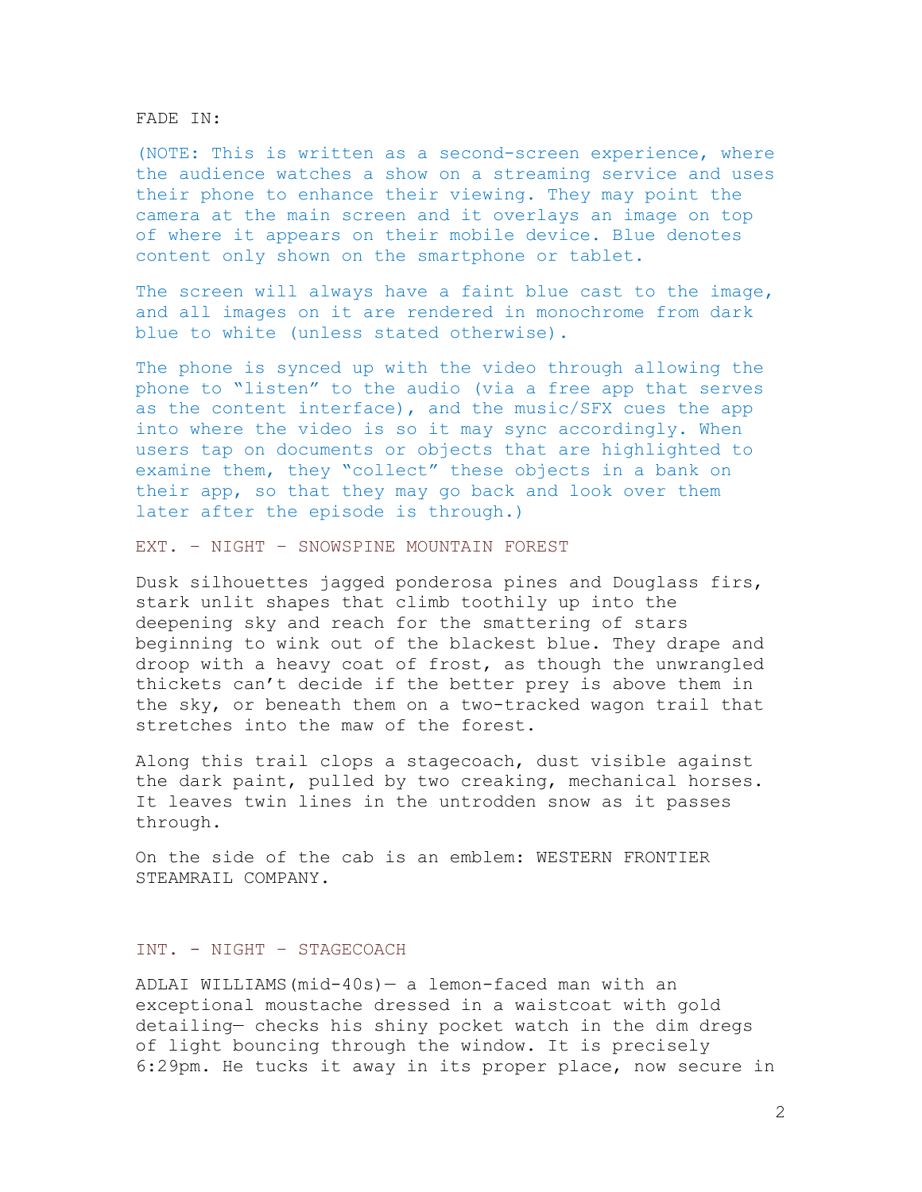FADE IN:

(NOTE: This is written as a second-screen experience, where the audience watches a show on a streaming service and uses their phone to enhance their viewing. They may point the camera at the main screen and it overlays an image on top of where it appears on their mobile device. Blue denotes content only shown on the smartphone or tablet.

The screen will always have a faint blue cast to the image, and all images on it are rendered in monochrome from dark blue to white (unless stated otherwise).

The phone is synced up with the video through allowing the phone to "listen" to the audio (via a free app that serves as the content interface), and the music/SFX cues the app into where the video is so it may sync accordingly. When users tap on documents or objects that are highlighted to examine them, they "collect" these objects in a bank on their app, so that they may go back and look over them later after the episode is through.)

EXT. – NIGHT – SNOWSPINE MOUNTAIN FOREST

Dusk silhouettes jagged ponderosa pines and Douglass firs, stark unlit shapes that climb toothily up into the deepening sky and reach for the smattering of stars beginning to wink out of the blackest blue. They drape and droop with a heavy coat of frost, as though the unwrangled thickets can't decide if the better prey is above them in the sky, or beneath them on a two-tracked wagon trail that stretches into the maw of the forest.

Along this trail clops a stagecoach, dust visible against the dark paint, pulled by two creaking, mechanical horses. It leaves twin lines in the untrodden snow as it passes through.

On the side of the cab is an emblem: WESTERN FRONTIER STEAMRAIL COMPANY.

INT. – NIGHT – STAGECOACH

ADLAI WILLIAMS(mid-40s)— a lemon-faced man with an exceptional moustache dressed in a waistcoat with gold detailing— checks his shiny pocket watch in the dim dregs of light bouncing through the window. It is precisely 6:29pm. He tucks it away in its proper place, now secure in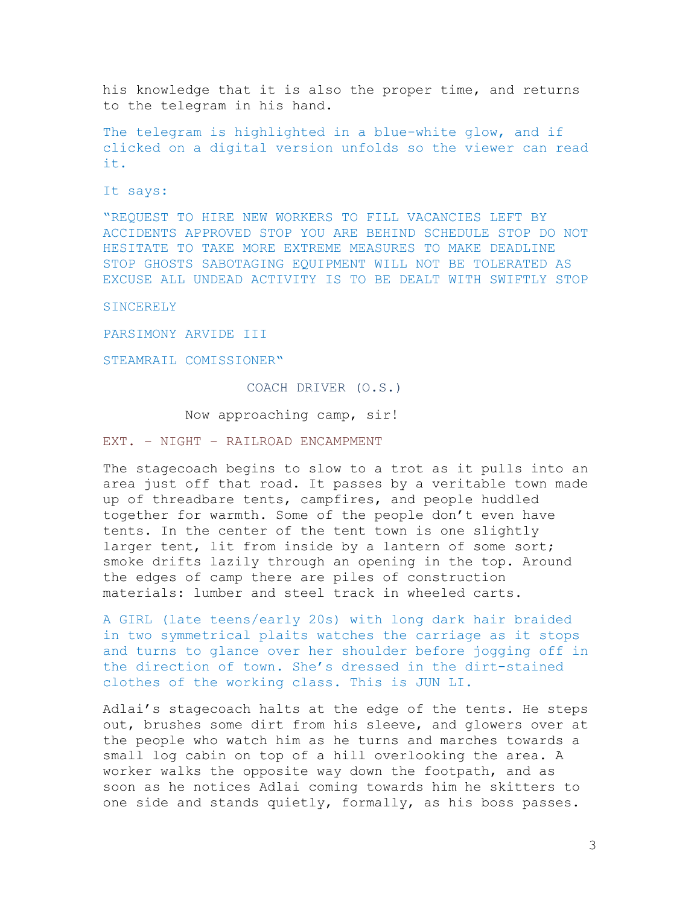his knowledge that it is also the proper time, and returns to the telegram in his hand.

The telegram is highlighted in a blue-white glow, and if clicked on a digital version unfolds so the viewer can read it.

It says:

"REQUEST TO HIRE NEW WORKERS TO FILL VACANCIES LEFT BY ACCIDENTS APPROVED STOP YOU ARE BEHIND SCHEDULE STOP DO NOT HESITATE TO TAKE MORE EXTREME MEASURES TO MAKE DEADLINE STOP GHOSTS SABOTAGING EQUIPMENT WILL NOT BE TOLERATED AS EXCUSE ALL UNDEAD ACTIVITY IS TO BE DEALT WITH SWIFTLY STOP

SINCERELY

PARSIMONY ARVIDE III

STEAMRAIL COMISSIONER"

COACH DRIVER (O.S.)

Now approaching camp, sir!

EXT. – NIGHT – RAILROAD ENCAMPMENT

The stagecoach begins to slow to a trot as it pulls into an area just off that road. It passes by a veritable town made up of threadbare tents, campfires, and people huddled together for warmth. Some of the people don't even have tents. In the center of the tent town is one slightly larger tent, lit from inside by a lantern of some sort; smoke drifts lazily through an opening in the top. Around the edges of camp there are piles of construction materials: lumber and steel track in wheeled carts.

A GIRL (late teens/early 20s) with long dark hair braided in two symmetrical plaits watches the carriage as it stops and turns to glance over her shoulder before jogging off in the direction of town. She's dressed in the dirt-stained clothes of the working class. This is JUN LI.

Adlai's stagecoach halts at the edge of the tents. He steps out, brushes some dirt from his sleeve, and glowers over at the people who watch him as he turns and marches towards a small log cabin on top of a hill overlooking the area. A worker walks the opposite way down the footpath, and as soon as he notices Adlai coming towards him he skitters to one side and stands quietly, formally, as his boss passes.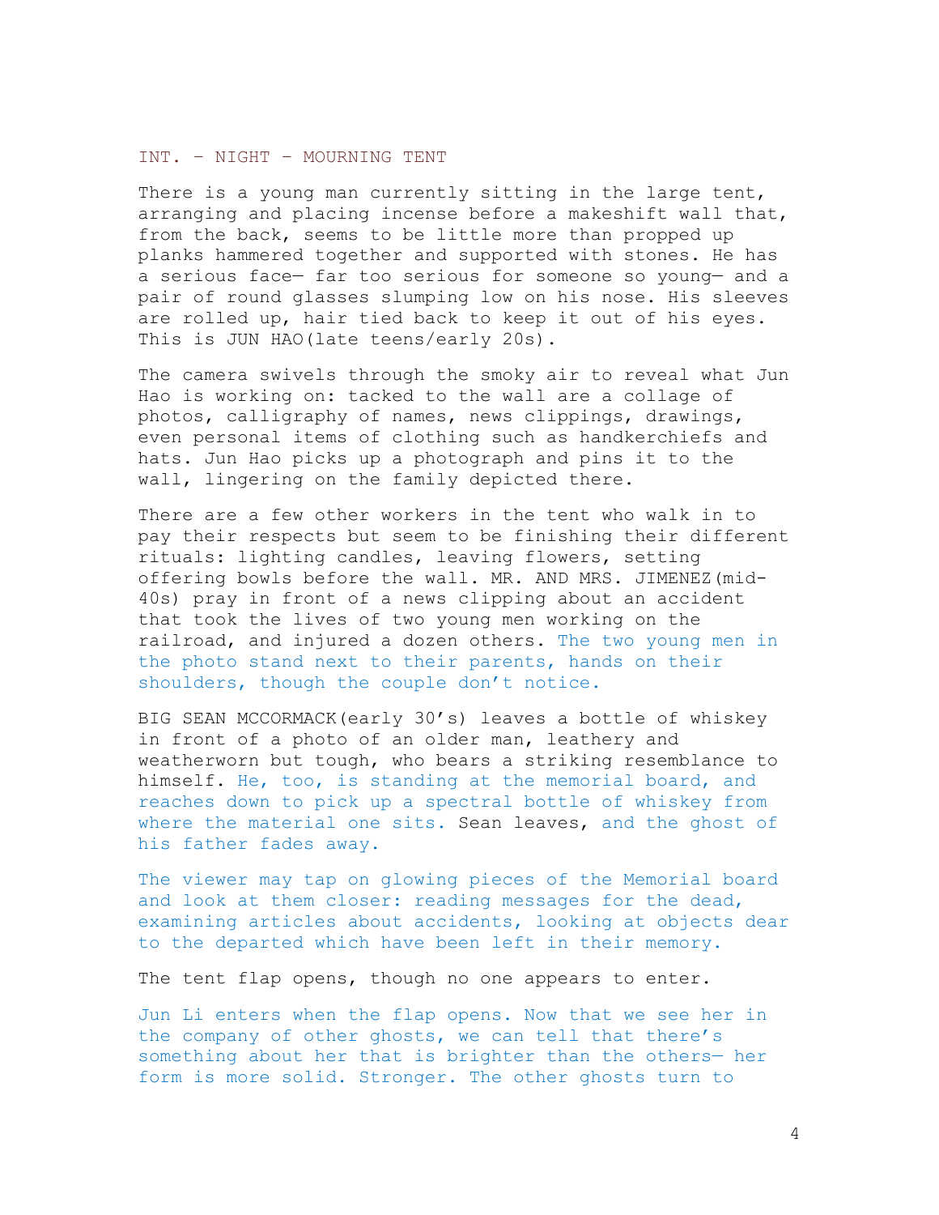INT. – NIGHT – MOURNING TENT

There is a young man currently sitting in the large tent, arranging and placing incense before a makeshift wall that, from the back, seems to be little more than propped up planks hammered together and supported with stones. He has a serious face— far too serious for someone so young— and a pair of round glasses slumping low on his nose. His sleeves are rolled up, hair tied back to keep it out of his eyes. This is JUN HAO(late teens/early 20s).

The camera swivels through the smoky air to reveal what Jun Hao is working on: tacked to the wall are a collage of photos, calligraphy of names, news clippings, drawings, even personal items of clothing such as handkerchiefs and hats. Jun Hao picks up a photograph and pins it to the wall, lingering on the family depicted there.

There are a few other workers in the tent who walk in to pay their respects but seem to be finishing their different rituals: lighting candles, leaving flowers, setting offering bowls before the wall. MR. AND MRS. JIMENEZ(mid-40s) pray in front of a news clipping about an accident that took the lives of two young men working on the railroad, and injured a dozen others. The two young men in the photo stand next to their parents, hands on their shoulders, though the couple don't notice.

BIG SEAN MCCORMACK(early 30's) leaves a bottle of whiskey in front of a photo of an older man, leathery and weatherworn but tough, who bears a striking resemblance to himself. He, too, is standing at the memorial board, and reaches down to pick up a spectral bottle of whiskey from where the material one sits. Sean leaves, and the ghost of his father fades away.

The viewer may tap on glowing pieces of the Memorial board and look at them closer: reading messages for the dead, examining articles about accidents, looking at objects dear to the departed which have been left in their memory.

The tent flap opens, though no one appears to enter.

Jun Li enters when the flap opens. Now that we see her in the company of other ghosts, we can tell that there's something about her that is brighter than the others— her form is more solid. Stronger. The other ghosts turn to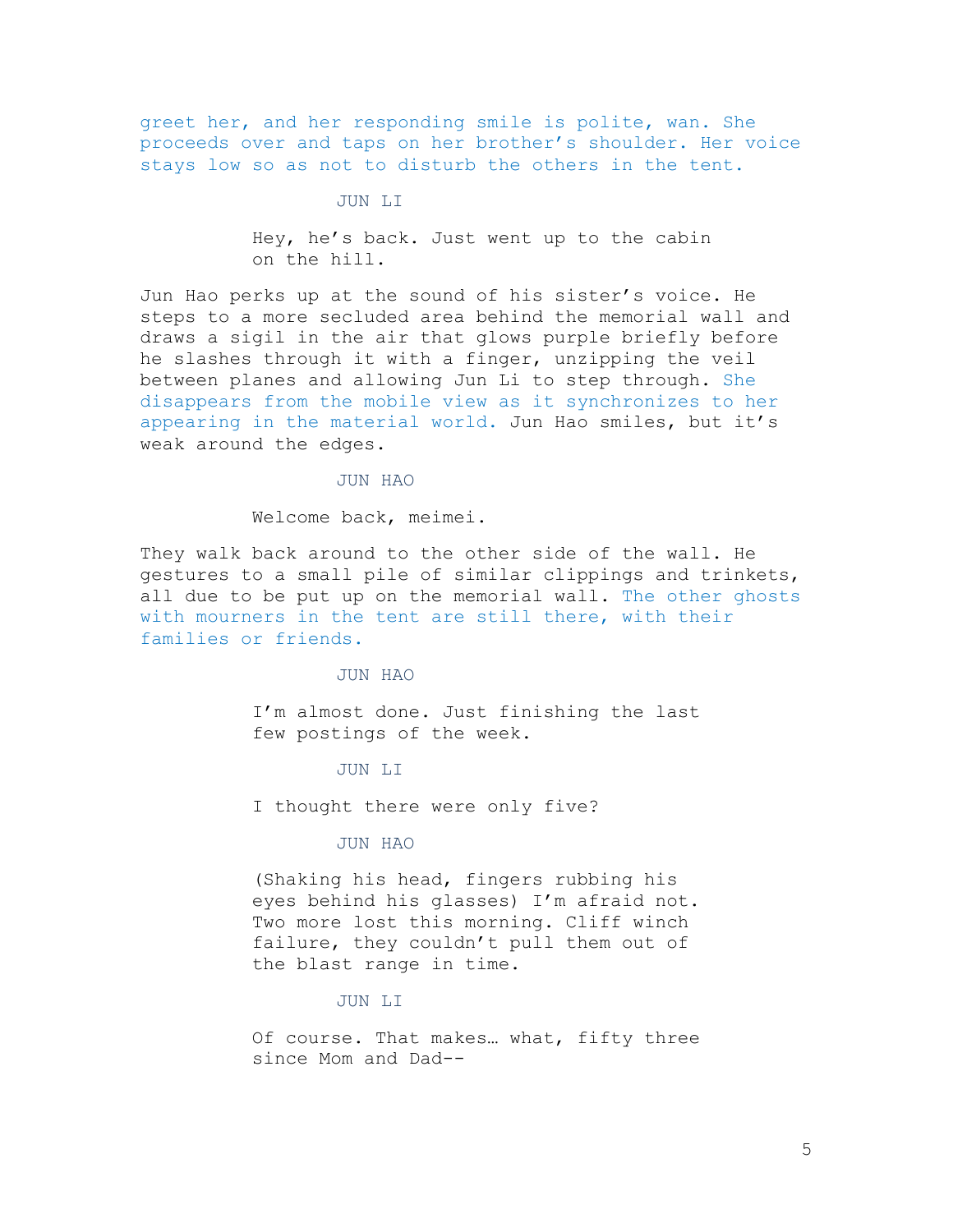greet her, and her responding smile is polite, wan. She proceeds over and taps on her brother's shoulder. Her voice stays low so as not to disturb the others in the tent.

JUN LI

Hey, he's back. Just went up to the cabin on the hill.

Jun Hao perks up at the sound of his sister's voice. He steps to a more secluded area behind the memorial wall and draws a sigil in the air that glows purple briefly before he slashes through it with a finger, unzipping the veil between planes and allowing Jun Li to step through. She disappears from the mobile view as it synchronizes to her appearing in the material world. Jun Hao smiles, but it's weak around the edges.

JUN HAO

Welcome back, meimei.

They walk back around to the other side of the wall. He gestures to a small pile of similar clippings and trinkets, all due to be put up on the memorial wall. The other ghosts with mourners in the tent are still there, with their families or friends.

JUN HAO

I'm almost done. Just finishing the last few postings of the week.

JUN LI

I thought there were only five?

JUN HAO

(Shaking his head, fingers rubbing his eyes behind his glasses) I'm afraid not. Two more lost this morning. Cliff winch failure, they couldn't pull them out of the blast range in time.

JUN LI

Of course. That makes… what, fifty three since Mom and Dad--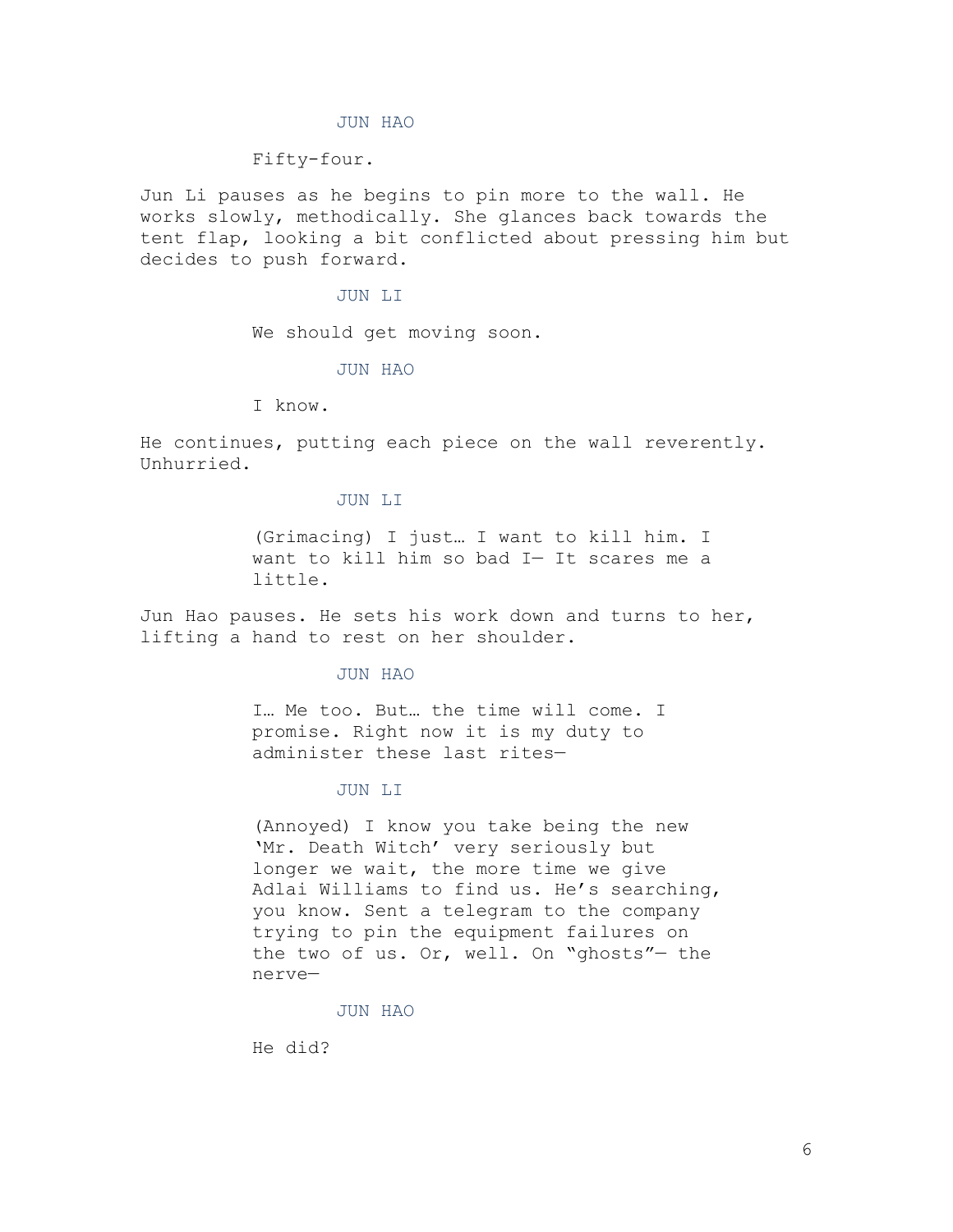JUN HAO

Fifty-four.

Jun Li pauses as he begins to pin more to the wall. He works slowly, methodically. She glances back towards the tent flap, looking a bit conflicted about pressing him but decides to push forward.

JUN LI

We should get moving soon.

JUN HAO

I know.

He continues, putting each piece on the wall reverently. Unhurried.

JUN LI

(Grimacing) I just… I want to kill him. I want to kill him so bad I— It scares me a little.

Jun Hao pauses. He sets his work down and turns to her, lifting a hand to rest on her shoulder.

JUN HAO

I… Me too. But… the time will come. I promise. Right now it is my duty to administer these last rites—

JUN LI

(Annoyed) I know you take being the new 'Mr. Death Witch' very seriously but longer we wait, the more time we give Adlai Williams to find us. He's searching, you know. Sent a telegram to the company trying to pin the equipment failures on the two of us. Or, well. On "ghosts"— the nerve—

JUN HAO

He did?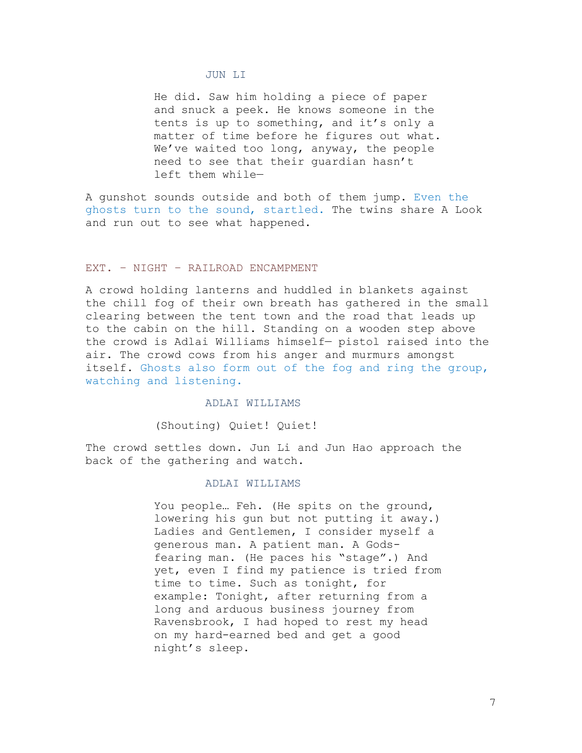JUN LI

He did. Saw him holding a piece of paper and snuck a peek. He knows someone in the tents is up to something, and it's only a matter of time before he figures out what. We've waited too long, anyway, the people need to see that their guardian hasn't left them while—

A gunshot sounds outside and both of them jump. Even the ghosts turn to the sound, startled. The twins share A Look and run out to see what happened.

EXT. – NIGHT – RAILROAD ENCAMPMENT

A crowd holding lanterns and huddled in blankets against the chill fog of their own breath has gathered in the small clearing between the tent town and the road that leads up to the cabin on the hill. Standing on a wooden step above the crowd is Adlai Williams himself— pistol raised into the air. The crowd cows from his anger and murmurs amongst itself. Ghosts also form out of the fog and ring the group, watching and listening.

ADLAI WILLIAMS

(Shouting) Quiet! Quiet!

The crowd settles down. Jun Li and Jun Hao approach the back of the gathering and watch.

ADLAI WILLIAMS

You people… Feh. (He spits on the ground, lowering his gun but not putting it away.) Ladies and Gentlemen, I consider myself a generous man. A patient man. A Gods-fearing man. (He paces his "stage".) And yet, even I find my patience is tried from time to time. Such as tonight, for example: Tonight, after returning from a long and arduous business journey from Ravensbrook, I had hoped to rest my head on my hard-earned bed and get a good night's sleep.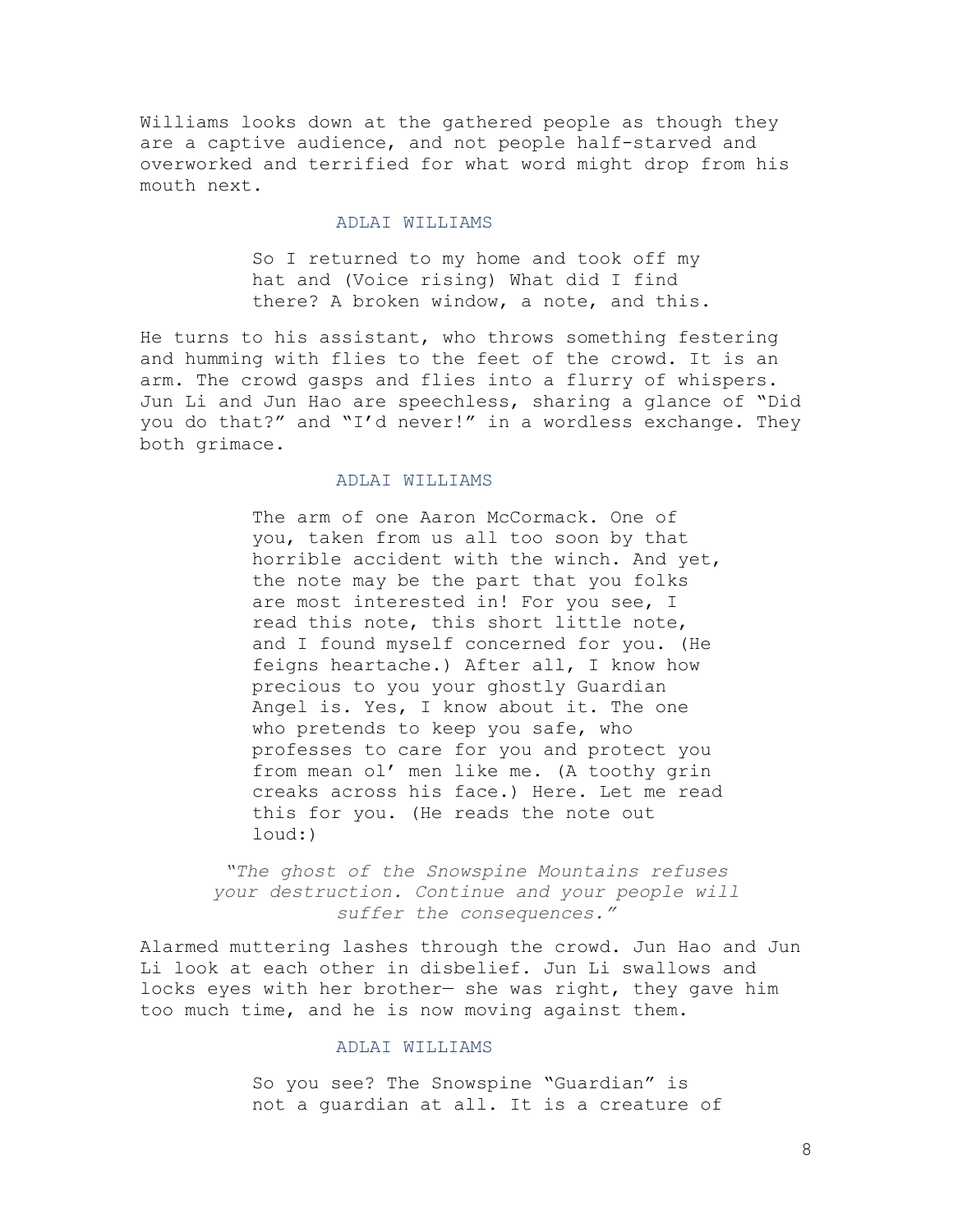Williams looks down at the gathered people as though they are a captive audience, and not people half-starved and overworked and terrified for what word might drop from his mouth next.

ADLAI WILLIAMS

So I returned to my home and took off my hat and (Voice rising) What did I find there? A broken window, a note, and this.

He turns to his assistant, who throws something festering and humming with flies to the feet of the crowd. It is an arm. The crowd gasps and flies into a flurry of whispers. Jun Li and Jun Hao are speechless, sharing a glance of "Did you do that?" and "I'd never!" in a wordless exchange. They both grimace.

ADLAI WILLIAMS

The arm of one Aaron McCormack. One of you, taken from us all too soon by that horrible accident with the winch. And yet, the note may be the part that you folks are most interested in! For you see, I read this note, this short little note, and I found myself concerned for you. (He feigns heartache.) After all, I know how precious to you your ghostly Guardian Angel is. Yes, I know about it. The one who pretends to keep you safe, who professes to care for you and protect you from mean ol' men like me. (A toothy grin creaks across his face.) Here. Let me read this for you. (He reads the note out loud:)

*"The ghost of the Snowspine Mountains refuses your destruction. Continue and your people will suffer the consequences."*

Alarmed muttering lashes through the crowd. Jun Hao and Jun Li look at each other in disbelief. Jun Li swallows and locks eyes with her brother— she was right, they gave him too much time, and he is now moving against them.

ADLAI WILLIAMS

So you see? The Snowspine "Guardian" is not a guardian at all. It is a creature of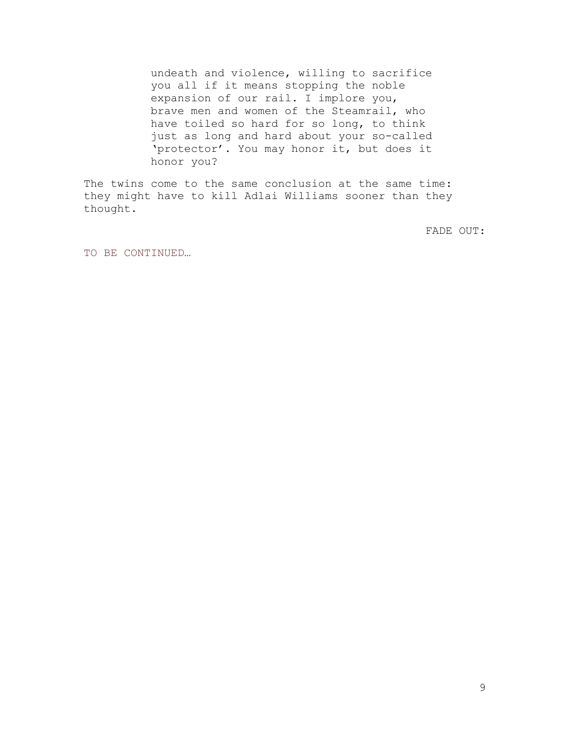undeath and violence, willing to sacrifice you all if it means stopping the noble expansion of our rail. I implore you, brave men and women of the Steamrail, who have toiled so hard for so long, to think just as long and hard about your so-called 'protector'. You may honor it, but does it honor you?

The twins come to the same conclusion at the same time: they might have to kill Adlai Williams sooner than they thought.

FADE OUT:

TO BE CONTINUED…